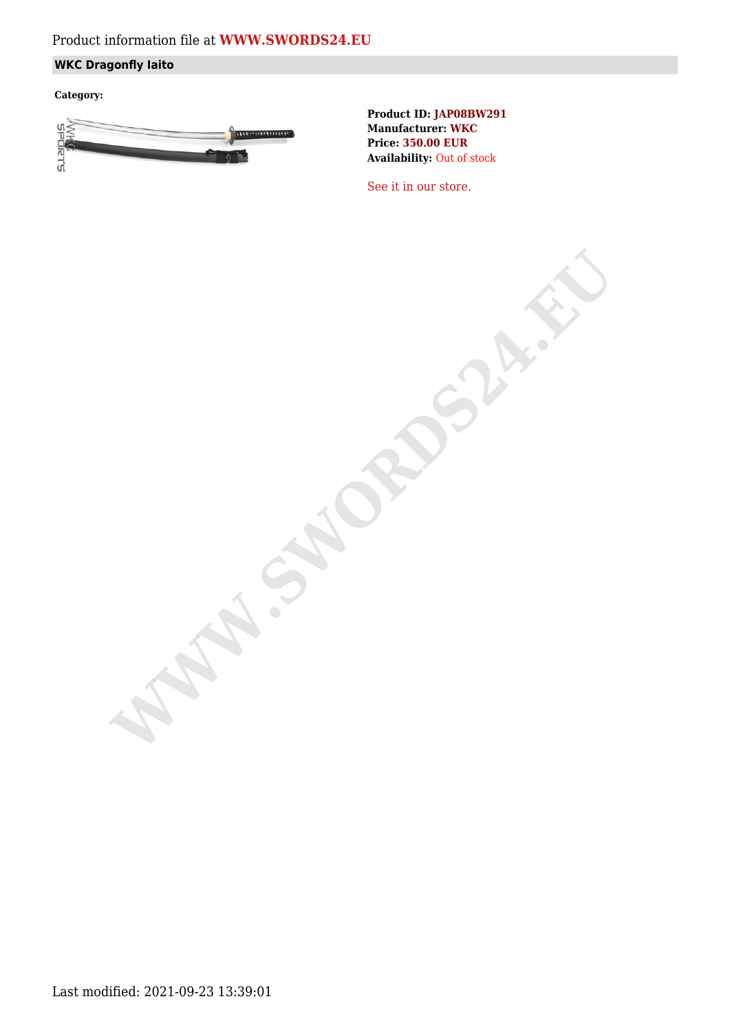Product information file at **WWW.SWORDS24.EU**

## WKC Dragonfly Iaito

**Category:**

**Product ID:** JAP08BW291
**Manufacturer:** WKC
**Price:** 350.00 EUR
**Availability:** Out of stock

See it in our store.

Last modified: 2021-09-23 13:39:01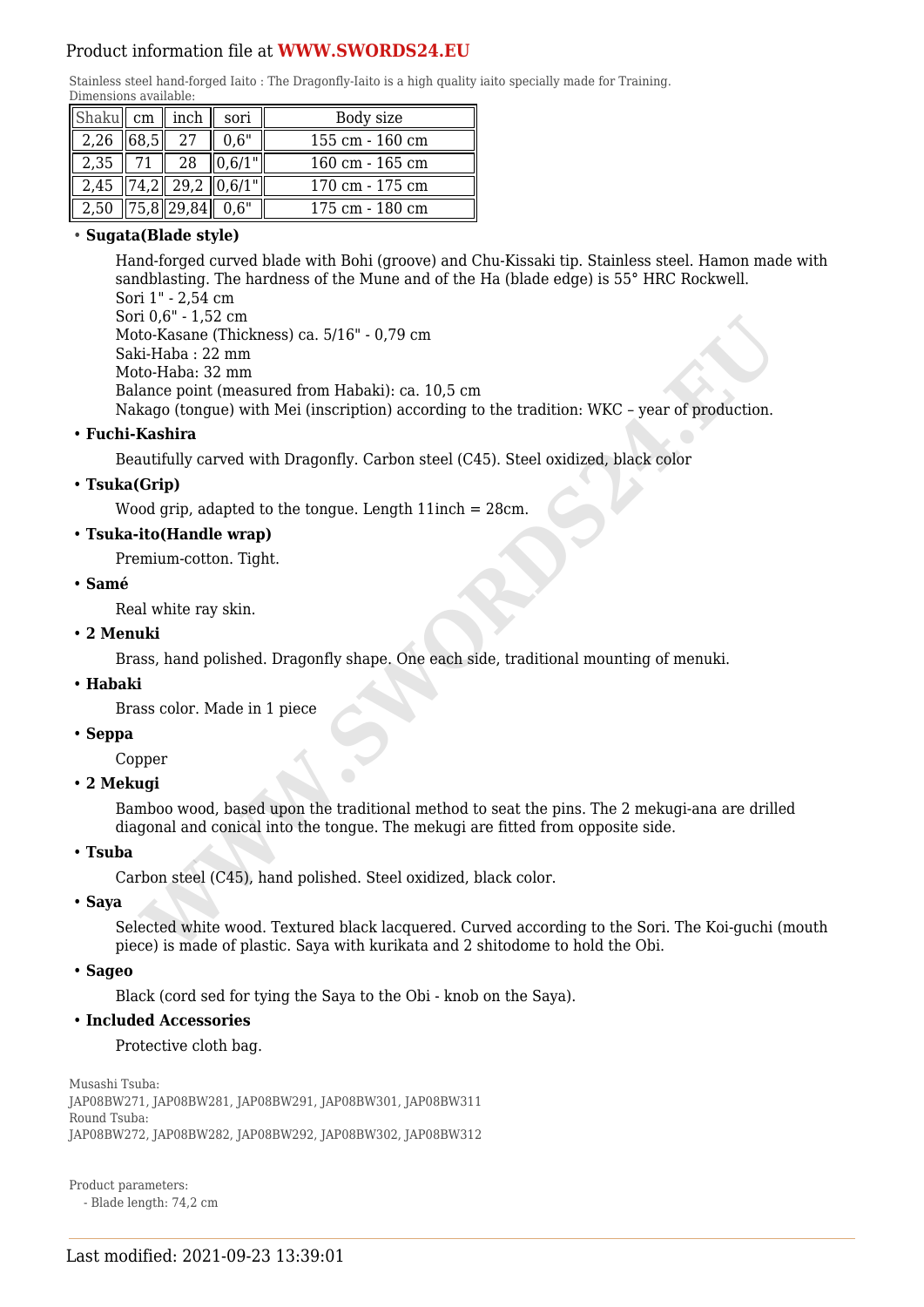# Product information file at WWW.SWORDS24.EU

Stainless steel hand-forged Iaito : The Dragonfly-Iaito is a high quality iaito specially made for Training.
Dimensions available:

| Shaku | cm | inch | sori | Body size |
|---|---|---|---|---|
| 2,26 | 68,5 | 27 | 0,6" | 155 cm - 160 cm |
| 2,35 | 71 | 28 | 0,6/1" | 160 cm - 165 cm |
| 2,45 | 74,2 | 29,2 | 0,6/1" | 170 cm - 175 cm |
| 2,50 | 75,8 | 29,84 | 0,6" | 175 cm - 180 cm |

- **Sugata(Blade style)**

  Hand-forged curved blade with Bohi (groove) and Chu-Kissaki tip. Stainless steel. Hamon made with sandblasting. The hardness of the Mune and of the Ha (blade edge) is 55° HRC Rockwell.
  Sori 1" - 2,54 cm
  Sori 0,6" - 1,52 cm
  Moto-Kasane (Thickness) ca. 5/16" - 0,79 cm
  Saki-Haba : 22 mm
  Moto-Haba: 32 mm
  Balance point (measured from Habaki): ca. 10,5 cm
  Nakago (tongue) with Mei (inscription) according to the tradition: WKC – year of production.

- **Fuchi-Kashira**

  Beautifully carved with Dragonfly. Carbon steel (C45). Steel oxidized, black color

- **Tsuka(Grip)**

  Wood grip, adapted to the tongue. Length 11inch = 28cm.

- **Tsuka-ito(Handle wrap)**

  Premium-cotton. Tight.

- **Samé**

  Real white ray skin.

- **2 Menuki**

  Brass, hand polished. Dragonfly shape. One each side, traditional mounting of menuki.

- **Habaki**

  Brass color. Made in 1 piece

- **Seppa**

  Copper

- **2 Mekugi**

  Bamboo wood, based upon the traditional method to seat the pins. The 2 mekugi-ana are drilled diagonal and conical into the tongue. The mekugi are fitted from opposite side.

- **Tsuba**

  Carbon steel (C45), hand polished. Steel oxidized, black color.

- **Saya**

  Selected white wood. Textured black lacquered. Curved according to the Sori. The Koi-guchi (mouth piece) is made of plastic. Saya with kurikata and 2 shitodome to hold the Obi.

- **Sageo**

  Black (cord sed for tying the Saya to the Obi - knob on the Saya).

- **Included Accessories**

  Protective cloth bag.

Musashi Tsuba:
JAP08BW271, JAP08BW281, JAP08BW291, JAP08BW301, JAP08BW311
Round Tsuba:
JAP08BW272, JAP08BW282, JAP08BW292, JAP08BW302, JAP08BW312

Product parameters:
- Blade length: 74,2 cm

Last modified: 2021-09-23 13:39:01